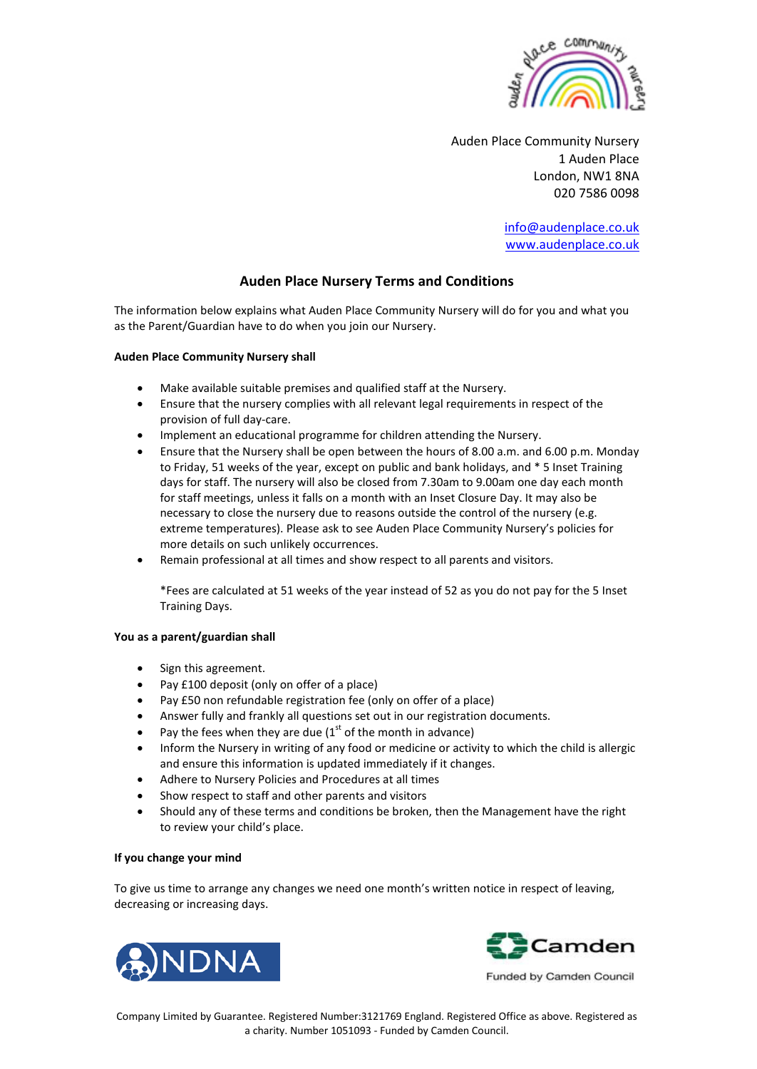Auden Place Community Nursery
1 Auden Place
London, NW1 8NA
020 7586 0098

info@audenplace.co.uk
www.audenplace.co.uk

# Auden Place Nursery Terms and Conditions

The information below explains what Auden Place Community Nursery will do for you and what you as the Parent/Guardian have to do when you join our Nursery.

**Auden Place Community Nursery shall**

- Make available suitable premises and qualified staff at the Nursery.
- Ensure that the nursery complies with all relevant legal requirements in respect of the provision of full day-care.
- Implement an educational programme for children attending the Nursery.
- Ensure that the Nursery shall be open between the hours of 8.00 a.m. and 6.00 p.m. Monday to Friday, 51 weeks of the year, except on public and bank holidays, and * 5 Inset Training days for staff. The nursery will also be closed from 7.30am to 9.00am one day each month for staff meetings, unless it falls on a month with an Inset Closure Day. It may also be necessary to close the nursery due to reasons outside the control of the nursery (e.g. extreme temperatures). Please ask to see Auden Place Community Nursery's policies for more details on such unlikely occurrences.
- Remain professional at all times and show respect to all parents and visitors.

  *Fees are calculated at 51 weeks of the year instead of 52 as you do not pay for the 5 Inset Training Days.

**You as a parent/guardian shall**

- Sign this agreement.
- Pay £100 deposit (only on offer of a place)
- Pay £50 non refundable registration fee (only on offer of a place)
- Answer fully and frankly all questions set out in our registration documents.
- Pay the fees when they are due (1st of the month in advance)
- Inform the Nursery in writing of any food or medicine or activity to which the child is allergic and ensure this information is updated immediately if it changes.
- Adhere to Nursery Policies and Procedures at all times
- Show respect to staff and other parents and visitors
- Should any of these terms and conditions be broken, then the Management have the right to review your child's place.

**If you change your mind**

To give us time to arrange any changes we need one month's written notice in respect of leaving, decreasing or increasing days.

NDNA

Camden
Funded by Camden Council

Company Limited by Guarantee. Registered Number:3121769 England. Registered Office as above. Registered as a charity. Number 1051093 - Funded by Camden Council.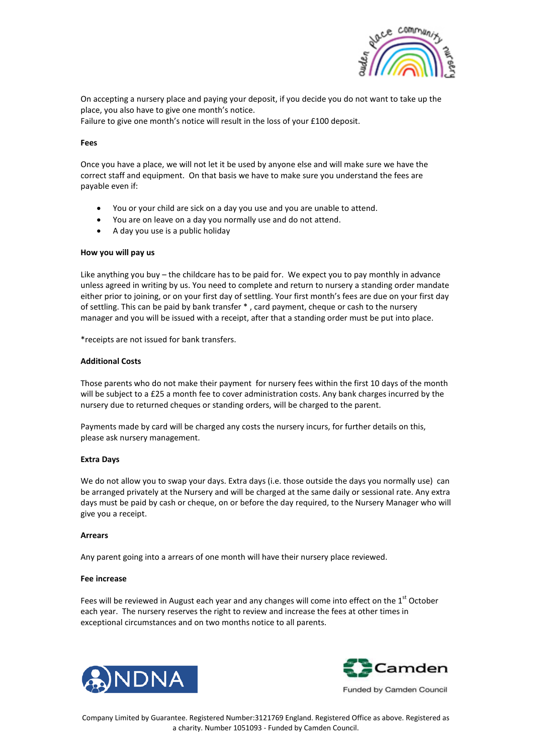On accepting a nursery place and paying your deposit, if you decide you do not want to take up the place, you also have to give one month's notice.
Failure to give one month's notice will result in the loss of your £100 deposit.

**Fees**

Once you have a place, we will not let it be used by anyone else and will make sure we have the correct staff and equipment. On that basis we have to make sure you understand the fees are payable even if:

- You or your child are sick on a day you use and you are unable to attend.
- You are on leave on a day you normally use and do not attend.
- A day you use is a public holiday

**How you will pay us**

Like anything you buy – the childcare has to be paid for. We expect you to pay monthly in advance unless agreed in writing by us. You need to complete and return to nursery a standing order mandate either prior to joining, or on your first day of settling. Your first month's fees are due on your first day of settling. This can be paid by bank transfer * , card payment, cheque or cash to the nursery manager and you will be issued with a receipt, after that a standing order must be put into place.

*receipts are not issued for bank transfers.

**Additional Costs**

Those parents who do not make their payment for nursery fees within the first 10 days of the month will be subject to a £25 a month fee to cover administration costs. Any bank charges incurred by the nursery due to returned cheques or standing orders, will be charged to the parent.

Payments made by card will be charged any costs the nursery incurs, for further details on this, please ask nursery management.

**Extra Days**

We do not allow you to swap your days. Extra days (i.e. those outside the days you normally use) can be arranged privately at the Nursery and will be charged at the same daily or sessional rate. Any extra days must be paid by cash or cheque, on or before the day required, to the Nursery Manager who will give you a receipt.

**Arrears**

Any parent going into a arrears of one month will have their nursery place reviewed.

**Fee increase**

Fees will be reviewed in August each year and any changes will come into effect on the 1st October each year. The nursery reserves the right to review and increase the fees at other times in exceptional circumstances and on two months notice to all parents.

Funded by Camden Council

Company Limited by Guarantee. Registered Number:3121769 England. Registered Office as above. Registered as a charity. Number 1051093 - Funded by Camden Council.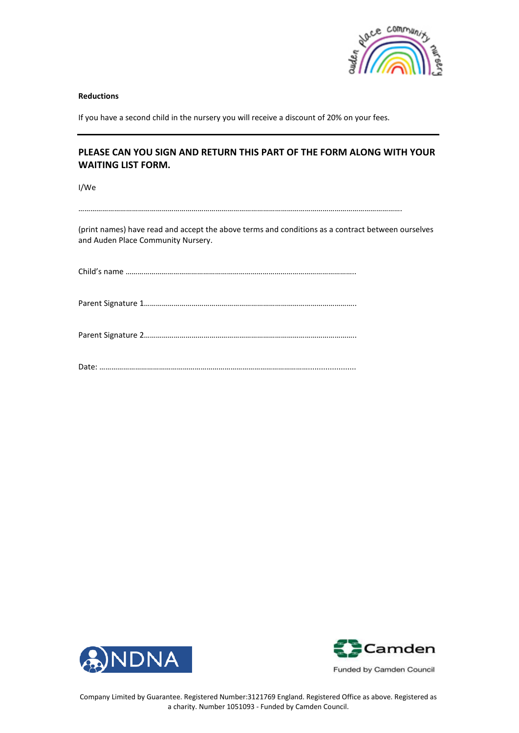**Reductions**

If you have a second child in the nursery you will receive a discount of 20% on your fees.

---

**PLEASE CAN YOU SIGN AND RETURN THIS PART OF THE FORM ALONG WITH YOUR WAITING LIST FORM.**

I/We

…………………………………………………………………………………………………………………………………………………….

(print names) have read and accept the above terms and conditions as a contract between ourselves and Auden Place Community Nursery.

Child's name ……………………………………………………………………………………………………..

Parent Signature 1……………………………………………………………………………………………..

Parent Signature 2……………………………………………………………………………………………..

Date: ………………………………………………………………………………………………......................

NDNA

Camden

Funded by Camden Council

Company Limited by Guarantee. Registered Number:3121769 England. Registered Office as above. Registered as a charity. Number 1051093 - Funded by Camden Council.